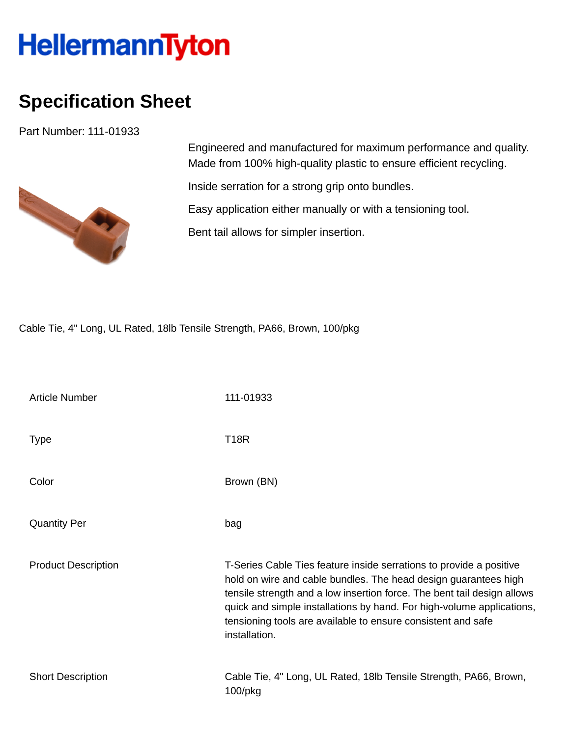# HellermannTyton

## Specification Sheet

Part Number: 111-01933

Engineered and manufactured for maximum performance and quality. Made from 100% high-quality plastic to ensure efficient recycling.

Inside serration for a strong grip onto bundles.

Easy application either manually or with a tensioning tool.

Bent tail allows for simpler insertion.

Cable Tie, 4" Long, UL Rated, 18lb Tensile Strength, PA66, Brown, 100/pkg

| | |
|---|---|
| Article Number | 111-01933 |
| Type | T18R |
| Color | Brown (BN) |
| Quantity Per | bag |
| Product Description | T-Series Cable Ties feature inside serrations to provide a positive hold on wire and cable bundles. The head design guarantees high tensile strength and a low insertion force. The bent tail design allows quick and simple installations by hand. For high-volume applications, tensioning tools are available to ensure consistent and safe installation. |
| Short Description | Cable Tie, 4" Long, UL Rated, 18lb Tensile Strength, PA66, Brown, 100/pkg |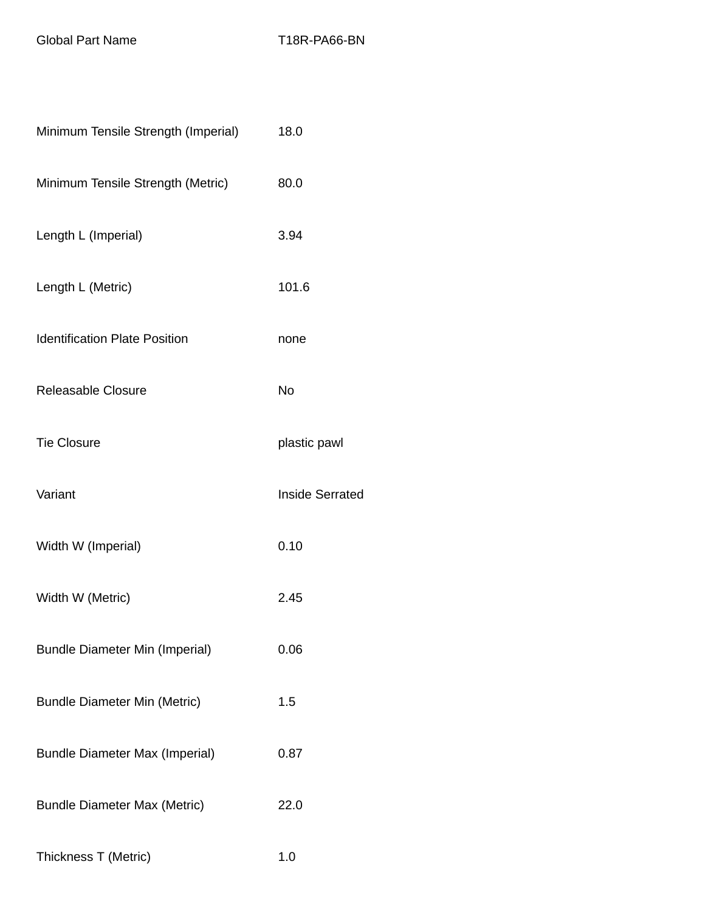| | |
|---|---|
| Global Part Name | T18R-PA66-BN |
| Minimum Tensile Strength (Imperial) | 18.0 |
| Minimum Tensile Strength (Metric) | 80.0 |
| Length L (Imperial) | 3.94 |
| Length L (Metric) | 101.6 |
| Identification Plate Position | none |
| Releasable Closure | No |
| Tie Closure | plastic pawl |
| Variant | Inside Serrated |
| Width W (Imperial) | 0.10 |
| Width W (Metric) | 2.45 |
| Bundle Diameter Min (Imperial) | 0.06 |
| Bundle Diameter Min (Metric) | 1.5 |
| Bundle Diameter Max (Imperial) | 0.87 |
| Bundle Diameter Max (Metric) | 22.0 |
| Thickness T (Metric) | 1.0 |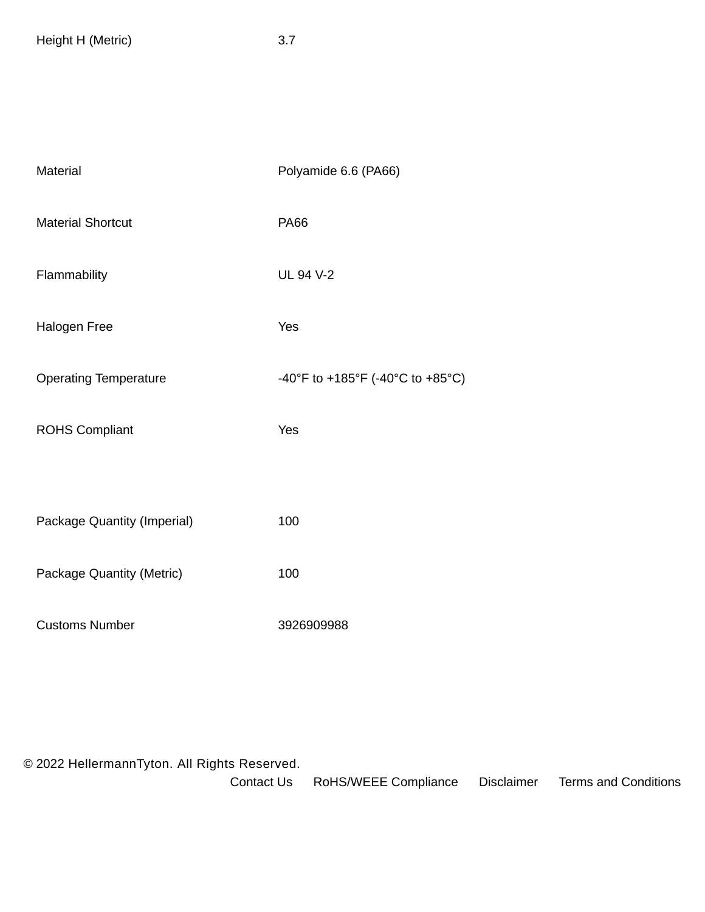| | |
|---|---|
| Height H (Metric) | 3.7 |

| | |
|---|---|
| Material | Polyamide 6.6 (PA66) |
| Material Shortcut | PA66 |
| Flammability | UL 94 V-2 |
| Halogen Free | Yes |
| Operating Temperature | -40°F to +185°F (-40°C to +85°C) |
| ROHS Compliant | Yes |

| | |
|---|---|
| Package Quantity (Imperial) | 100 |
| Package Quantity (Metric) | 100 |
| Customs Number | 3926909988 |

© 2022 HellermannTyton. All Rights Reserved.

Contact Us RoHS/WEEE Compliance Disclaimer Terms and Conditions